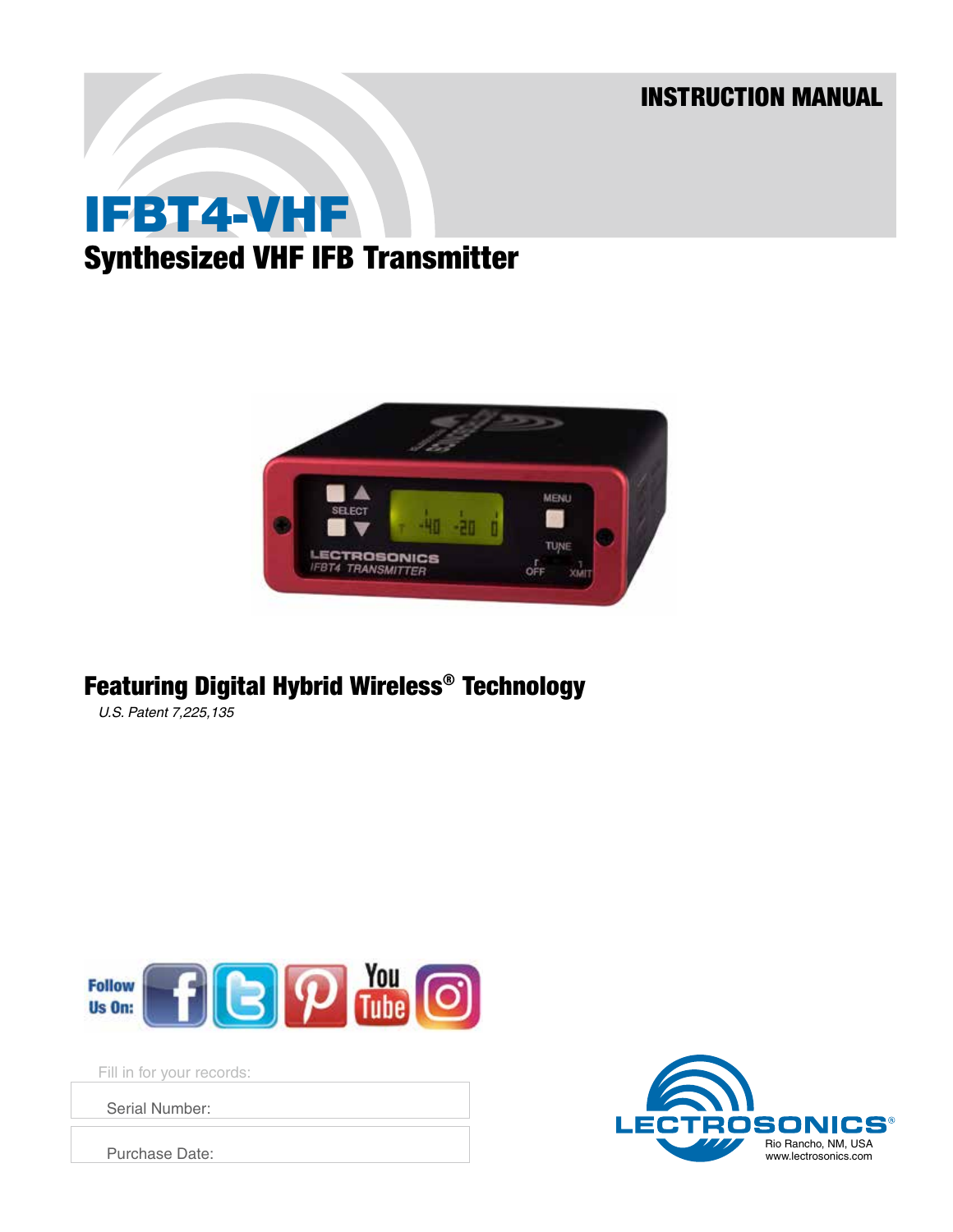INSTRUCTION MANUAL

# IFBT4-VHF

## Synthesized VHF IFB Transmitter

### Featuring Digital Hybrid Wireless® Technology

*U.S. Patent 7,225,135*

Follow Us On:

Fill in for your records:

Serial Number:

Purchase Date:

LECTROSONICS®

Rio Rancho, NM, USA

www.lectrosonics.com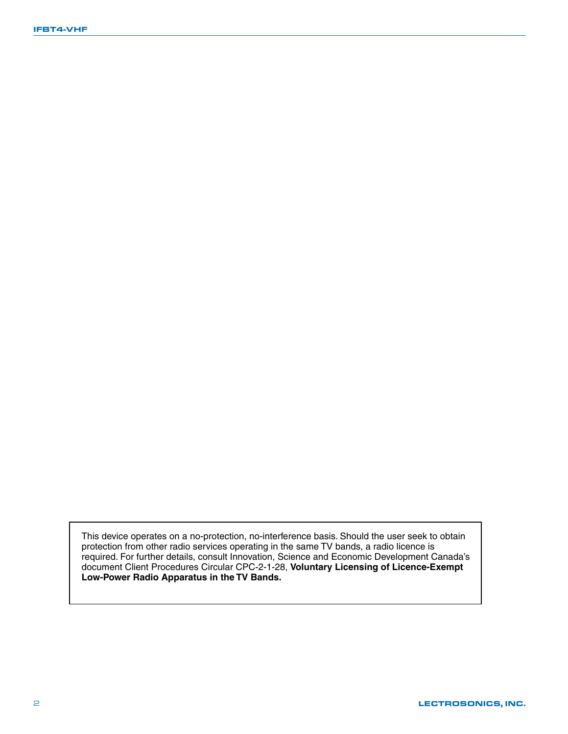This device operates on a no-protection, no-interference basis. Should the user seek to obtain protection from other radio services operating in the same TV bands, a radio licence is required. For further details, consult Innovation, Science and Economic Development Canada's document Client Procedures Circular CPC-2-1-28, **Voluntary Licensing of Licence-Exempt Low-Power Radio Apparatus in the TV Bands.**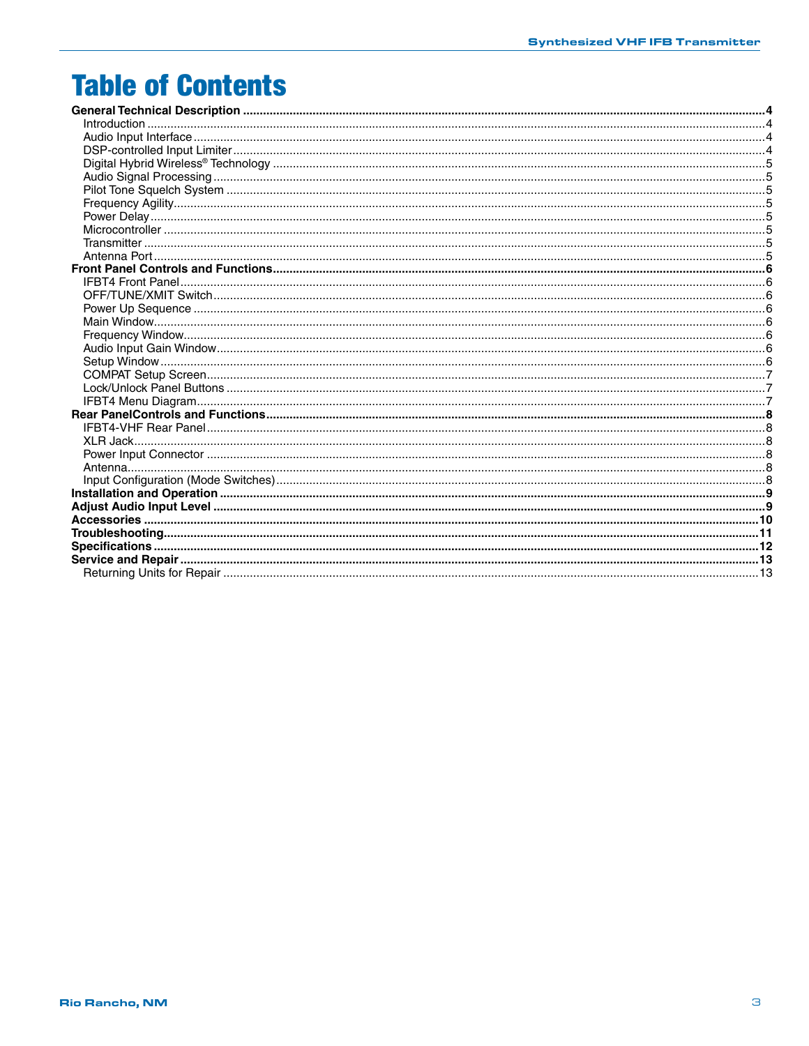# Table of Contents

**General Technical Description** ........ 4
- Introduction ........ 4
- Audio Input Interface ........ 4
- DSP-controlled Input Limiter ........ 4
- Digital Hybrid Wireless® Technology ........ 5
- Audio Signal Processing ........ 5
- Pilot Tone Squelch System ........ 5
- Frequency Agility ........ 5
- Power Delay ........ 5
- Microcontroller ........ 5
- Transmitter ........ 5
- Antenna Port ........ 5

**Front Panel Controls and Functions** ........ 6
- IFBT4 Front Panel ........ 6
- OFF/TUNE/XMIT Switch ........ 6
- Power Up Sequence ........ 6
- Main Window ........ 6
- Frequency Window ........ 6
- Audio Input Gain Window ........ 6
- Setup Window ........ 6
- COMPAT Setup Screen ........ 7
- Lock/Unlock Panel Buttons ........ 7
- IFBT4 Menu Diagram ........ 7

**Rear PanelControls and Functions** ........ 8
- IFBT4-VHF Rear Panel ........ 8
- XLR Jack ........ 8
- Power Input Connector ........ 8
- Antenna ........ 8
- Input Configuration (Mode Switches) ........ 8

**Installation and Operation** ........ 9

**Adjust Audio Input Level** ........ 9

**Accessories** ........ 10

**Troubleshooting** ........ 11

**Specifications** ........ 12

**Service and Repair** ........ 13
- Returning Units for Repair ........ 13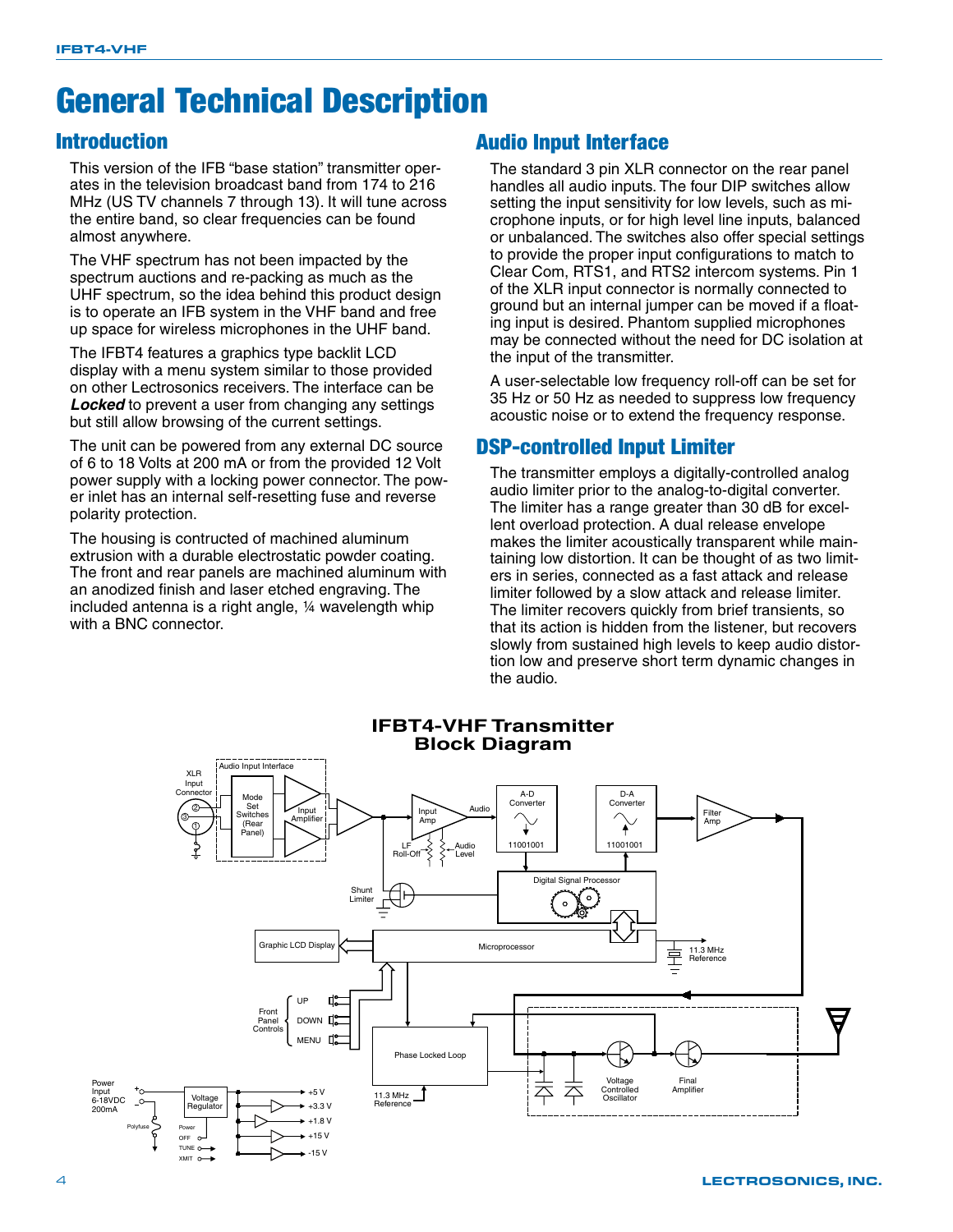# General Technical Description

## Introduction

This version of the IFB "base station" transmitter operates in the television broadcast band from 174 to 216 MHz (US TV channels 7 through 13). It will tune across the entire band, so clear frequencies can be found almost anywhere.

The VHF spectrum has not been impacted by the spectrum auctions and re-packing as much as the UHF spectrum, so the idea behind this product design is to operate an IFB system in the VHF band and free up space for wireless microphones in the UHF band.

The IFBT4 features a graphics type backlit LCD display with a menu system similar to those provided on other Lectrosonics receivers. The interface can be ***Locked*** to prevent a user from changing any settings but still allow browsing of the current settings.

The unit can be powered from any external DC source of 6 to 18 Volts at 200 mA or from the provided 12 Volt power supply with a locking power connector. The power inlet has an internal self-resetting fuse and reverse polarity protection.

The housing is contructed of machined aluminum extrusion with a durable electrostatic powder coating. The front and rear panels are machined aluminum with an anodized finish and laser etched engraving. The included antenna is a right angle, ¼ wavelength whip with a BNC connector.

## Audio Input Interface

The standard 3 pin XLR connector on the rear panel handles all audio inputs. The four DIP switches allow setting the input sensitivity for low levels, such as microphone inputs, or for high level line inputs, balanced or unbalanced. The switches also offer special settings to provide the proper input configurations to match to Clear Com, RTS1, and RTS2 intercom systems. Pin 1 of the XLR input connector is normally connected to ground but an internal jumper can be moved if a floating input is desired. Phantom supplied microphones may be connected without the need for DC isolation at the input of the transmitter.

A user-selectable low frequency roll-off can be set for 35 Hz or 50 Hz as needed to suppress low frequency acoustic noise or to extend the frequency response.

## DSP-controlled Input Limiter

The transmitter employs a digitally-controlled analog audio limiter prior to the analog-to-digital converter. The limiter has a range greater than 30 dB for excellent overload protection. A dual release envelope makes the limiter acoustically transparent while maintaining low distortion. It can be thought of as two limiters in series, connected as a fast attack and release limiter followed by a slow attack and release limiter. The limiter recovers quickly from brief transients, so that its action is hidden from the listener, but recovers slowly from sustained high levels to keep audio distortion low and preserve short term dynamic changes in the audio.

**IFBT4-VHF Transmitter Block Diagram**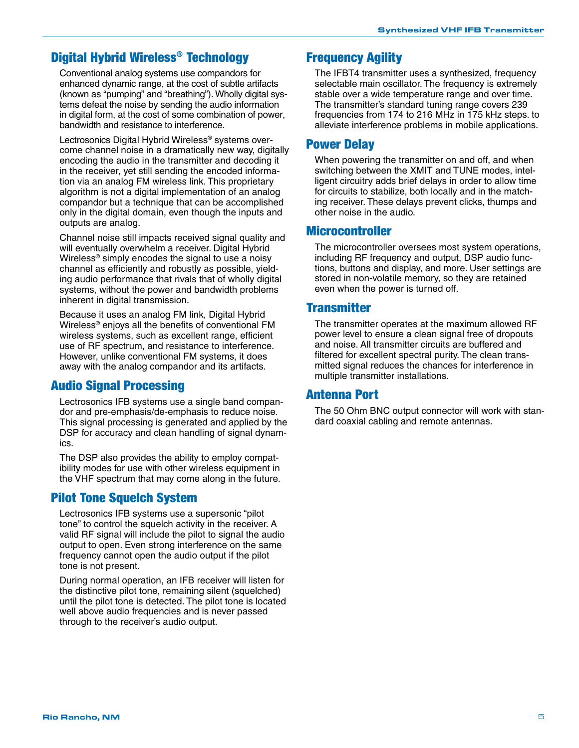## Digital Hybrid Wireless® Technology

Conventional analog systems use compandors for enhanced dynamic range, at the cost of subtle artifacts (known as "pumping" and "breathing"). Wholly digital systems defeat the noise by sending the audio information in digital form, at the cost of some combination of power, bandwidth and resistance to interference.

Lectrosonics Digital Hybrid Wireless® systems overcome channel noise in a dramatically new way, digitally encoding the audio in the transmitter and decoding it in the receiver, yet still sending the encoded information via an analog FM wireless link. This proprietary algorithm is not a digital implementation of an analog compandor but a technique that can be accomplished only in the digital domain, even though the inputs and outputs are analog.

Channel noise still impacts received signal quality and will eventually overwhelm a receiver. Digital Hybrid Wireless® simply encodes the signal to use a noisy channel as efficiently and robustly as possible, yielding audio performance that rivals that of wholly digital systems, without the power and bandwidth problems inherent in digital transmission.

Because it uses an analog FM link, Digital Hybrid Wireless® enjoys all the benefits of conventional FM wireless systems, such as excellent range, efficient use of RF spectrum, and resistance to interference. However, unlike conventional FM systems, it does away with the analog compandor and its artifacts.

## Audio Signal Processing

Lectrosonics IFB systems use a single band compandor and pre-emphasis/de-emphasis to reduce noise. This signal processing is generated and applied by the DSP for accuracy and clean handling of signal dynamics.

The DSP also provides the ability to employ compatibility modes for use with other wireless equipment in the VHF spectrum that may come along in the future.

## Pilot Tone Squelch System

Lectrosonics IFB systems use a supersonic "pilot tone" to control the squelch activity in the receiver. A valid RF signal will include the pilot to signal the audio output to open. Even strong interference on the same frequency cannot open the audio output if the pilot tone is not present.

During normal operation, an IFB receiver will listen for the distinctive pilot tone, remaining silent (squelched) until the pilot tone is detected. The pilot tone is located well above audio frequencies and is never passed through to the receiver's audio output.

## Frequency Agility

The IFBT4 transmitter uses a synthesized, frequency selectable main oscillator. The frequency is extremely stable over a wide temperature range and over time. The transmitter's standard tuning range covers 239 frequencies from 174 to 216 MHz in 175 kHz steps. to alleviate interference problems in mobile applications.

## Power Delay

When powering the transmitter on and off, and when switching between the XMIT and TUNE modes, intelligent circuitry adds brief delays in order to allow time for circuits to stabilize, both locally and in the matching receiver. These delays prevent clicks, thumps and other noise in the audio.

## Microcontroller

The microcontroller oversees most system operations, including RF frequency and output, DSP audio functions, buttons and display, and more. User settings are stored in non-volatile memory, so they are retained even when the power is turned off.

## Transmitter

The transmitter operates at the maximum allowed RF power level to ensure a clean signal free of dropouts and noise. All transmitter circuits are buffered and filtered for excellent spectral purity. The clean transmitted signal reduces the chances for interference in multiple transmitter installations.

## Antenna Port

The 50 Ohm BNC output connector will work with standard coaxial cabling and remote antennas.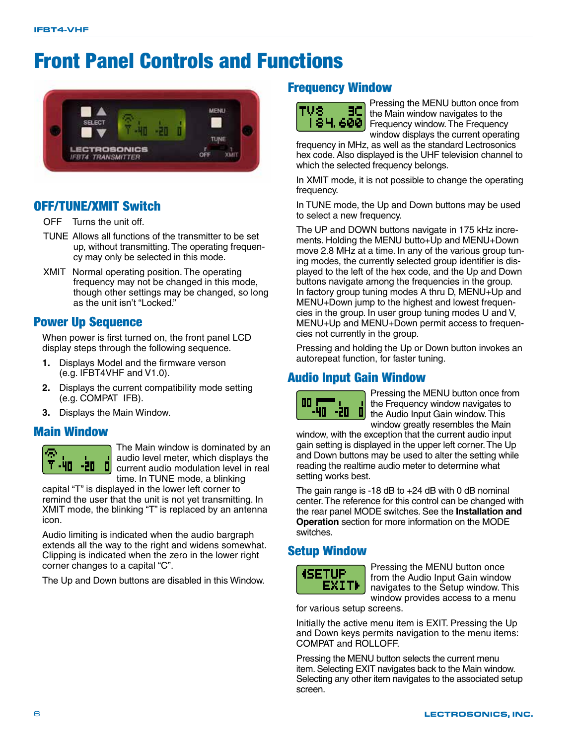# Front Panel Controls and Functions

## OFF/TUNE/XMIT Switch

OFF Turns the unit off.

TUNE Allows all functions of the transmitter to be set up, without transmitting. The operating frequency may only be selected in this mode.

XMIT Normal operating position. The operating frequency may not be changed in this mode, though other settings may be changed, so long as the unit isn't "Locked."

## Power Up Sequence

When power is first turned on, the front panel LCD display steps through the following sequence.

1. Displays Model and the firmware verson (e.g. IFBT4VHF and V1.0).
2. Displays the current compatibility mode setting (e.g. COMPAT IFB).
3. Displays the Main Window.

## Main Window

The Main window is dominated by an audio level meter, which displays the current audio modulation level in real time. In TUNE mode, a blinking capital "T" is displayed in the lower left corner to remind the user that the unit is not yet transmitting. In XMIT mode, the blinking "T" is replaced by an antenna icon.

Audio limiting is indicated when the audio bargraph extends all the way to the right and widens somewhat. Clipping is indicated when the zero in the lower right corner changes to a capital "C".

The Up and Down buttons are disabled in this Window.

## Frequency Window

Pressing the MENU button once from the Main window navigates to the Frequency window. The Frequency window displays the current operating frequency in MHz, as well as the standard Lectrosonics hex code. Also displayed is the UHF television channel to which the selected frequency belongs.

In XMIT mode, it is not possible to change the operating frequency.

In TUNE mode, the Up and Down buttons may be used to select a new frequency.

The UP and DOWN buttons navigate in 175 kHz increments. Holding the MENU butto+Up and MENU+Down move 2.8 MHz at a time. In any of the various group tuning modes, the currently selected group identifier is displayed to the left of the hex code, and the Up and Down buttons navigate among the frequencies in the group. In factory group tuning modes A thru D, MENU+Up and MENU+Down jump to the highest and lowest frequencies in the group. In user group tuning modes U and V, MENU+Up and MENU+Down permit access to frequencies not currently in the group.

Pressing and holding the Up or Down button invokes an autorepeat function, for faster tuning.

## Audio Input Gain Window

Pressing the MENU button once from the Frequency window navigates to the Audio Input Gain window. This window greatly resembles the Main window, with the exception that the current audio input gain setting is displayed in the upper left corner. The Up and Down buttons may be used to alter the setting while reading the realtime audio meter to determine what setting works best.

The gain range is -18 dB to +24 dB with 0 dB nominal center. The reference for this control can be changed with the rear panel MODE switches. See the **Installation and Operation** section for more information on the MODE switches.

## Setup Window

Pressing the MENU button once from the Audio Input Gain window navigates to the Setup window. This window provides access to a menu for various setup screens.

Initially the active menu item is EXIT. Pressing the Up and Down keys permits navigation to the menu items: COMPAT and ROLLOFF.

Pressing the MENU button selects the current menu item. Selecting EXIT navigates back to the Main window. Selecting any other item navigates to the associated setup screen.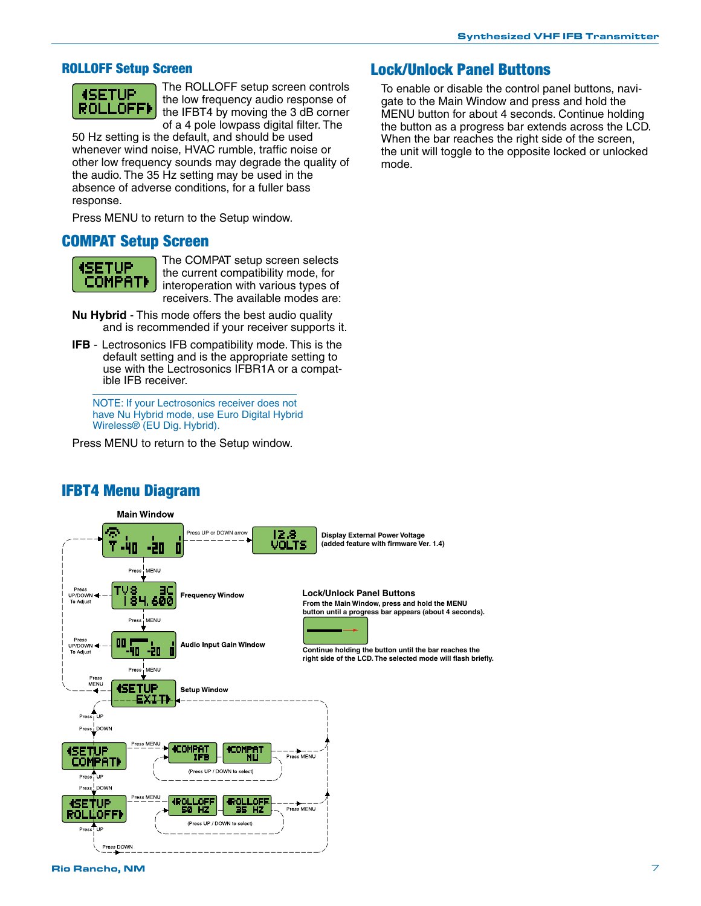## ROLLOFF Setup Screen

◀SETUP
ROLLOFF▶

The ROLLOFF setup screen controls the low frequency audio response of the IFBT4 by moving the 3 dB corner of a 4 pole lowpass digital filter. The 50 Hz setting is the default, and should be used whenever wind noise, HVAC rumble, traffic noise or other low frequency sounds may degrade the quality of the audio. The 35 Hz setting may be used in the absence of adverse conditions, for a fuller bass response.

Press MENU to return to the Setup window.

## COMPAT Setup Screen

◀SETUP
COMPAT▶

The COMPAT setup screen selects the current compatibility mode, for interoperation with various types of receivers. The available modes are:

**Nu Hybrid** - This mode offers the best audio quality and is recommended if your receiver supports it.

**IFB** - Lectrosonics IFB compatibility mode. This is the default setting and is the appropriate setting to use with the Lectrosonics IFBR1A or a compatible IFB receiver.

NOTE: If your Lectrosonics receiver does not have Nu Hybrid mode, use Euro Digital Hybrid Wireless® (EU Dig. Hybrid).

Press MENU to return to the Setup window.

## Lock/Unlock Panel Buttons

To enable or disable the control panel buttons, navigate to the Main Window and press and hold the MENU button for about 4 seconds. Continue holding the button as a progress bar extends across the LCD. When the bar reaches the right side of the screen, the unit will toggle to the opposite locked or unlocked mode.

## IFBT4 Menu Diagram

**Main Window** — Press UP or DOWN arrow → 12.8 VOLTS: **Display External Power Voltage (added feature with firmware Ver. 1.4)**

Press MENU → **Frequency Window** (TV8 3C 184.600) — Press UP/DOWN To Adjust

Press MENU → **Audio Input Gain Window** — Press UP/DOWN To Adjust

Press MENU → **Setup Window** (◀SETUP EXIT▶) — Press MENU returns to Main Window

Press UP / Press DOWN → ◀SETUP COMPAT▶ — Press MENU → ◀COMPAT IFB / ◀COMPAT NU (Press UP / DOWN to select) — Press MENU

Press UP / Press DOWN → ◀SETUP ROLLOFF▶ — Press MENU → ◀ROLLOFF 50 HZ / ◀ROLLOFF 35 HZ (Press UP / DOWN to select) — Press MENU

Press UP / Press DOWN

**Lock/Unlock Panel Buttons**
From the Main Window, press and hold the MENU button until a progress bar appears (about 4 seconds).

Continue holding the button until the bar reaches the right side of the LCD. The selected mode will flash briefly.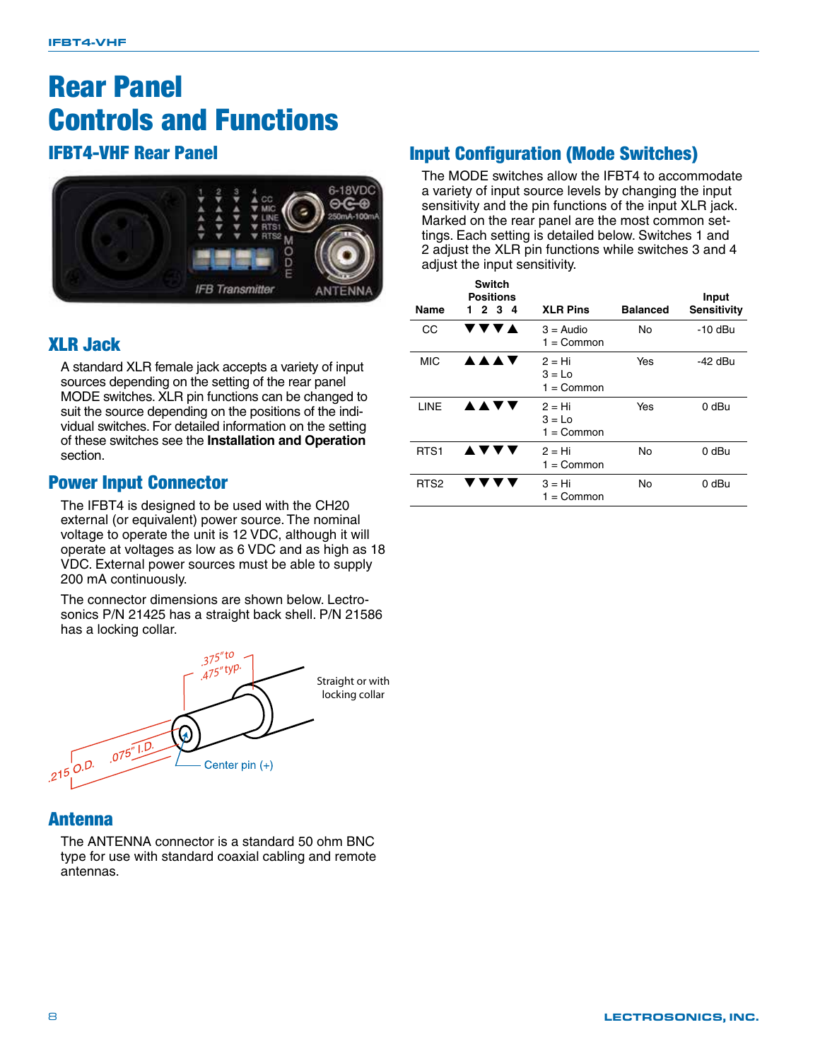# Rear Panel Controls and Functions

## IFBT4-VHF Rear Panel

## XLR Jack

A standard XLR female jack accepts a variety of input sources depending on the setting of the rear panel MODE switches. XLR pin functions can be changed to suit the source depending on the positions of the individual switches. For detailed information on the setting of these switches see the **Installation and Operation** section.

## Power Input Connector

The IFBT4 is designed to be used with the CH20 external (or equivalent) power source. The nominal voltage to operate the unit is 12 VDC, although it will operate at voltages as low as 6 VDC and as high as 18 VDC. External power sources must be able to supply 200 mA continuously.

The connector dimensions are shown below. Lectrosonics P/N 21425 has a straight back shell. P/N 21586 has a locking collar.

.375" to .475" typ.

Straight or with locking collar

.215 O.D.  .075" I.D.

Center pin (+)

## Antenna

The ANTENNA connector is a standard 50 ohm BNC type for use with standard coaxial cabling and remote antennas.

## Input Configuration (Mode Switches)

The MODE switches allow the IFBT4 to accommodate a variety of input source levels by changing the input sensitivity and the pin functions of the input XLR jack. Marked on the rear panel are the most common settings. Each setting is detailed below. Switches 1 and 2 adjust the XLR pin functions while switches 3 and 4 adjust the input sensitivity.

| Name | Switch Positions 1 2 3 4 | XLR Pins | Balanced | Input Sensitivity |
|---|---|---|---|---|
| CC | ▼▼▼▲ | 3 = Audio<br>1 = Common | No | -10 dBu |
| MIC | ▲▲▲▼ | 2 = Hi<br>3 = Lo<br>1 = Common | Yes | -42 dBu |
| LINE | ▲▲▼▼ | 2 = Hi<br>3 = Lo<br>1 = Common | Yes | 0 dBu |
| RTS1 | ▲▼▼▼ | 2 = Hi<br>1 = Common | No | 0 dBu |
| RTS2 | ▼▼▼▼ | 3 = Hi<br>1 = Common | No | 0 dBu |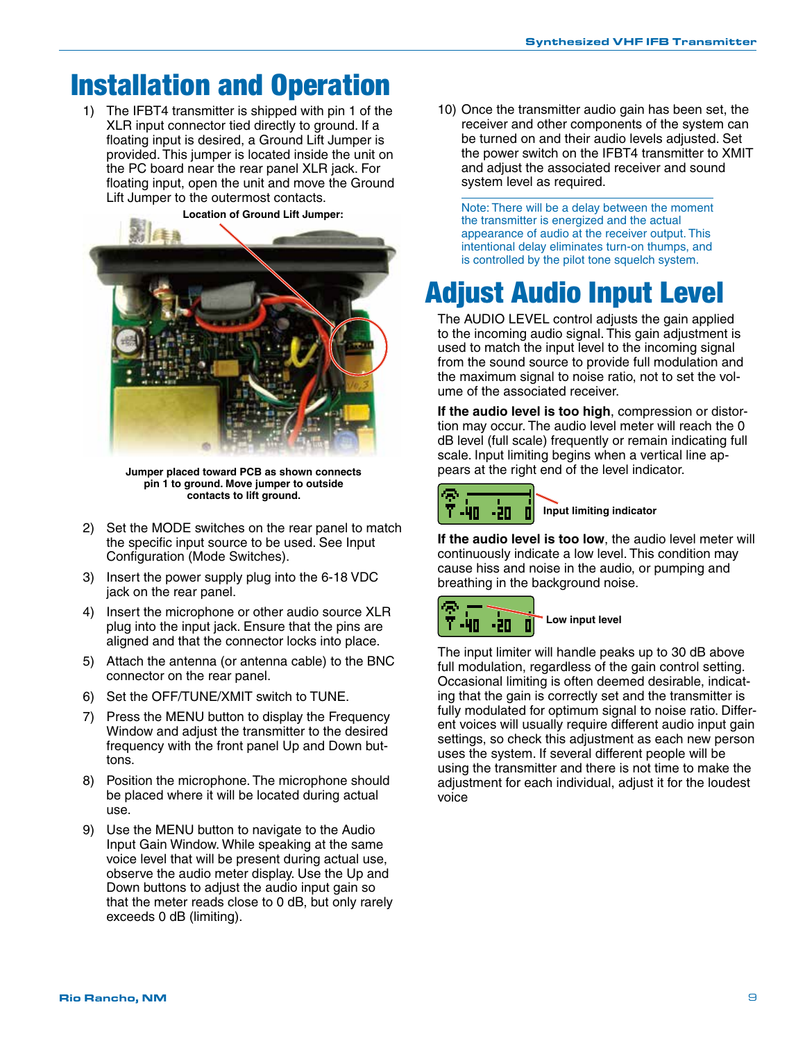# Installation and Operation

1) The IFBT4 transmitter is shipped with pin 1 of the XLR input connector tied directly to ground. If a floating input is desired, a Ground Lift Jumper is provided. This jumper is located inside the unit on the PC board near the rear panel XLR jack. For floating input, open the unit and move the Ground Lift Jumper to the outermost contacts.

**Location of Ground Lift Jumper:**

**Jumper placed toward PCB as shown connects pin 1 to ground. Move jumper to outside contacts to lift ground.**

2) Set the MODE switches on the rear panel to match the specific input source to be used. See Input Configuration (Mode Switches).

3) Insert the power supply plug into the 6-18 VDC jack on the rear panel.

4) Insert the microphone or other audio source XLR plug into the input jack. Ensure that the pins are aligned and that the connector locks into place.

5) Attach the antenna (or antenna cable) to the BNC connector on the rear panel.

6) Set the OFF/TUNE/XMIT switch to TUNE.

7) Press the MENU button to display the Frequency Window and adjust the transmitter to the desired frequency with the front panel Up and Down buttons.

8) Position the microphone. The microphone should be placed where it will be located during actual use.

9) Use the MENU button to navigate to the Audio Input Gain Window. While speaking at the same voice level that will be present during actual use, observe the audio meter display. Use the Up and Down buttons to adjust the audio input gain so that the meter reads close to 0 dB, but only rarely exceeds 0 dB (limiting).

10) Once the transmitter audio gain has been set, the receiver and other components of the system can be turned on and their audio levels adjusted. Set the power switch on the IFBT4 transmitter to XMIT and adjust the associated receiver and sound system level as required.

Note: There will be a delay between the moment the transmitter is energized and the actual appearance of audio at the receiver output. This intentional delay eliminates turn-on thumps, and is controlled by the pilot tone squelch system.

# Adjust Audio Input Level

The AUDIO LEVEL control adjusts the gain applied to the incoming audio signal. This gain adjustment is used to match the input level to the incoming signal from the sound source to provide full modulation and the maximum signal to noise ratio, not to set the volume of the associated receiver.

**If the audio level is too high**, compression or distortion may occur. The audio level meter will reach the 0 dB level (full scale) frequently or remain indicating full scale. Input limiting begins when a vertical line appears at the right end of the level indicator.

**Input limiting indicator**

**If the audio level is too low**, the audio level meter will continuously indicate a low level. This condition may cause hiss and noise in the audio, or pumping and breathing in the background noise.

**Low input level**

The input limiter will handle peaks up to 30 dB above full modulation, regardless of the gain control setting. Occasional limiting is often deemed desirable, indicating that the gain is correctly set and the transmitter is fully modulated for optimum signal to noise ratio. Different voices will usually require different audio input gain settings, so check this adjustment as each new person uses the system. If several different people will be using the transmitter and there is not time to make the adjustment for each individual, adjust it for the loudest voice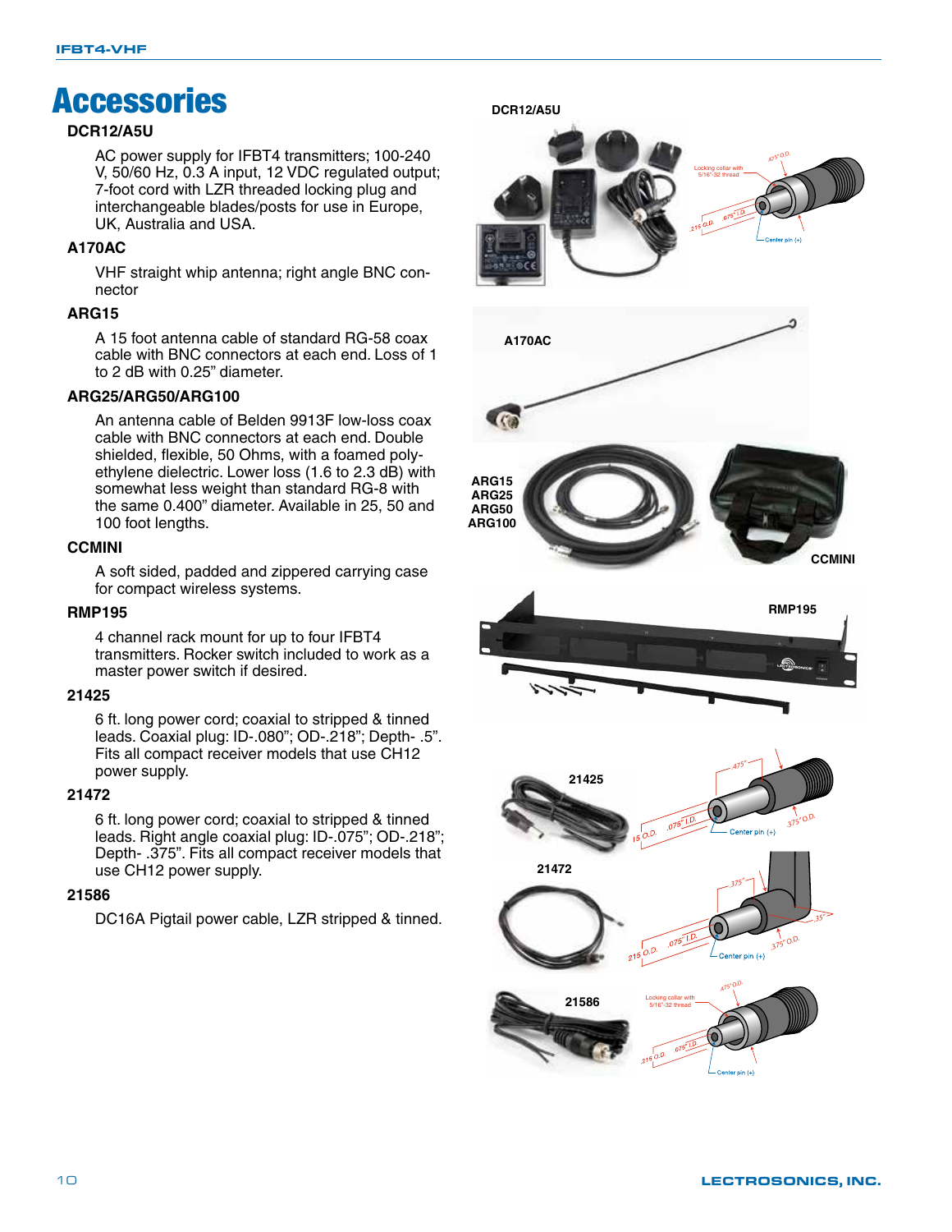# Accessories

### DCR12/A5U

AC power supply for IFBT4 transmitters; 100-240 V, 50/60 Hz, 0.3 A input, 12 VDC regulated output; 7-foot cord with LZR threaded locking plug and interchangeable blades/posts for use in Europe, UK, Australia and USA.

### A170AC

VHF straight whip antenna; right angle BNC connector

### ARG15

A 15 foot antenna cable of standard RG-58 coax cable with BNC connectors at each end. Loss of 1 to 2 dB with 0.25" diameter.

### ARG25/ARG50/ARG100

An antenna cable of Belden 9913F low-loss coax cable with BNC connectors at each end. Double shielded, flexible, 50 Ohms, with a foamed polyethylene dielectric. Lower loss (1.6 to 2.3 dB) with somewhat less weight than standard RG-8 with the same 0.400" diameter. Available in 25, 50 and 100 foot lengths.

### CCMINI

A soft sided, padded and zippered carrying case for compact wireless systems.

### RMP195

4 channel rack mount for up to four IFBT4 transmitters. Rocker switch included to work as a master power switch if desired.

### 21425

6 ft. long power cord; coaxial to stripped & tinned leads. Coaxial plug: ID-.080"; OD-.218"; Depth- .5". Fits all compact receiver models that use CH12 power supply.

### 21472

6 ft. long power cord; coaxial to stripped & tinned leads. Right angle coaxial plug: ID-.075"; OD-.218"; Depth- .375". Fits all compact receiver models that use CH12 power supply.

### 21586

DC16A Pigtail power cable, LZR stripped & tinned.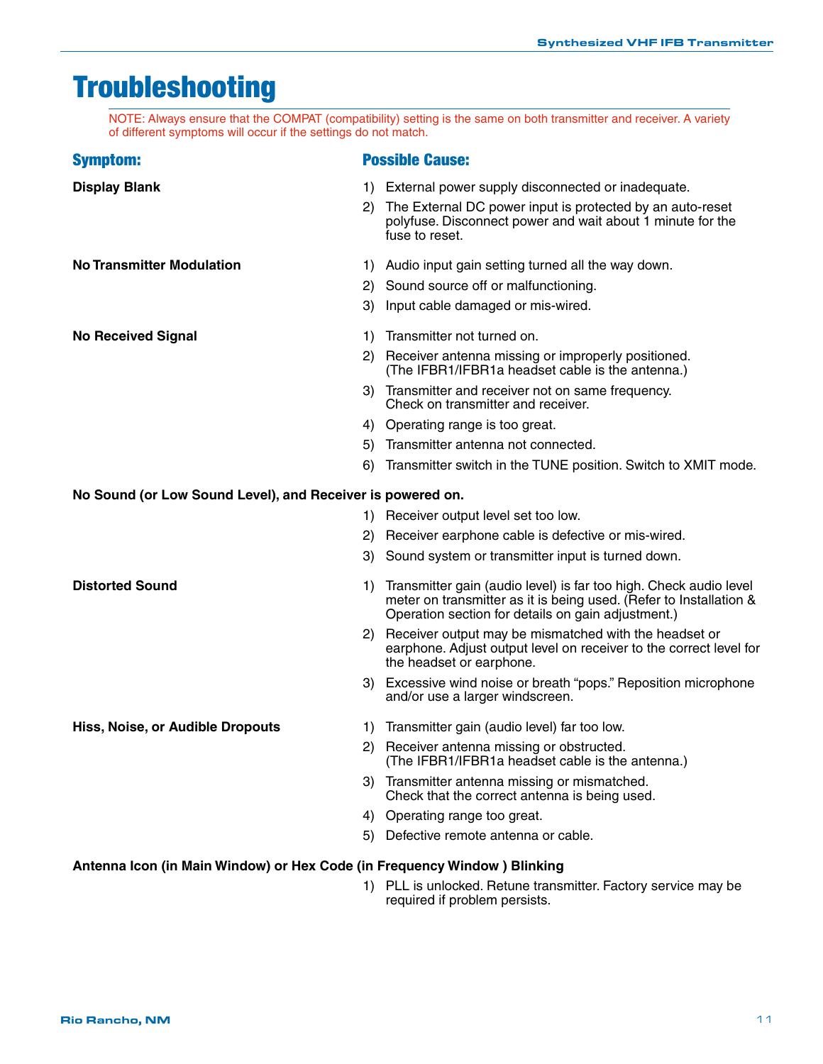# Troubleshooting

NOTE: Always ensure that the COMPAT (compatibility) setting is the same on both transmitter and receiver. A variety of different symptoms will occur if the settings do not match.

| Symptom: | Possible Cause: |
|---|---|
| **Display Blank** | 1) External power supply disconnected or inadequate.<br>2) The External DC power input is protected by an auto-reset polyfuse. Disconnect power and wait about 1 minute for the fuse to reset. |
| **No Transmitter Modulation** | 1) Audio input gain setting turned all the way down.<br>2) Sound source off or malfunctioning.<br>3) Input cable damaged or mis-wired. |
| **No Received Signal** | 1) Transmitter not turned on.<br>2) Receiver antenna missing or improperly positioned. (The IFBR1/IFBR1a headset cable is the antenna.)<br>3) Transmitter and receiver not on same frequency. Check on transmitter and receiver.<br>4) Operating range is too great.<br>5) Transmitter antenna not connected.<br>6) Transmitter switch in the TUNE position. Switch to XMIT mode. |
| **No Sound (or Low Sound Level), and Receiver is powered on.** | 1) Receiver output level set too low.<br>2) Receiver earphone cable is defective or mis-wired.<br>3) Sound system or transmitter input is turned down. |
| **Distorted Sound** | 1) Transmitter gain (audio level) is far too high. Check audio level meter on transmitter as it is being used. (Refer to Installation & Operation section for details on gain adjustment.)<br>2) Receiver output may be mismatched with the headset or earphone. Adjust output level on receiver to the correct level for the headset or earphone.<br>3) Excessive wind noise or breath "pops." Reposition microphone and/or use a larger windscreen. |
| **Hiss, Noise, or Audible Dropouts** | 1) Transmitter gain (audio level) far too low.<br>2) Receiver antenna missing or obstructed. (The IFBR1/IFBR1a headset cable is the antenna.)<br>3) Transmitter antenna missing or mismatched. Check that the correct antenna is being used.<br>4) Operating range too great.<br>5) Defective remote antenna or cable. |
| **Antenna Icon (in Main Window) or Hex Code (in Frequency Window ) Blinking** | 1) PLL is unlocked. Retune transmitter. Factory service may be required if problem persists. |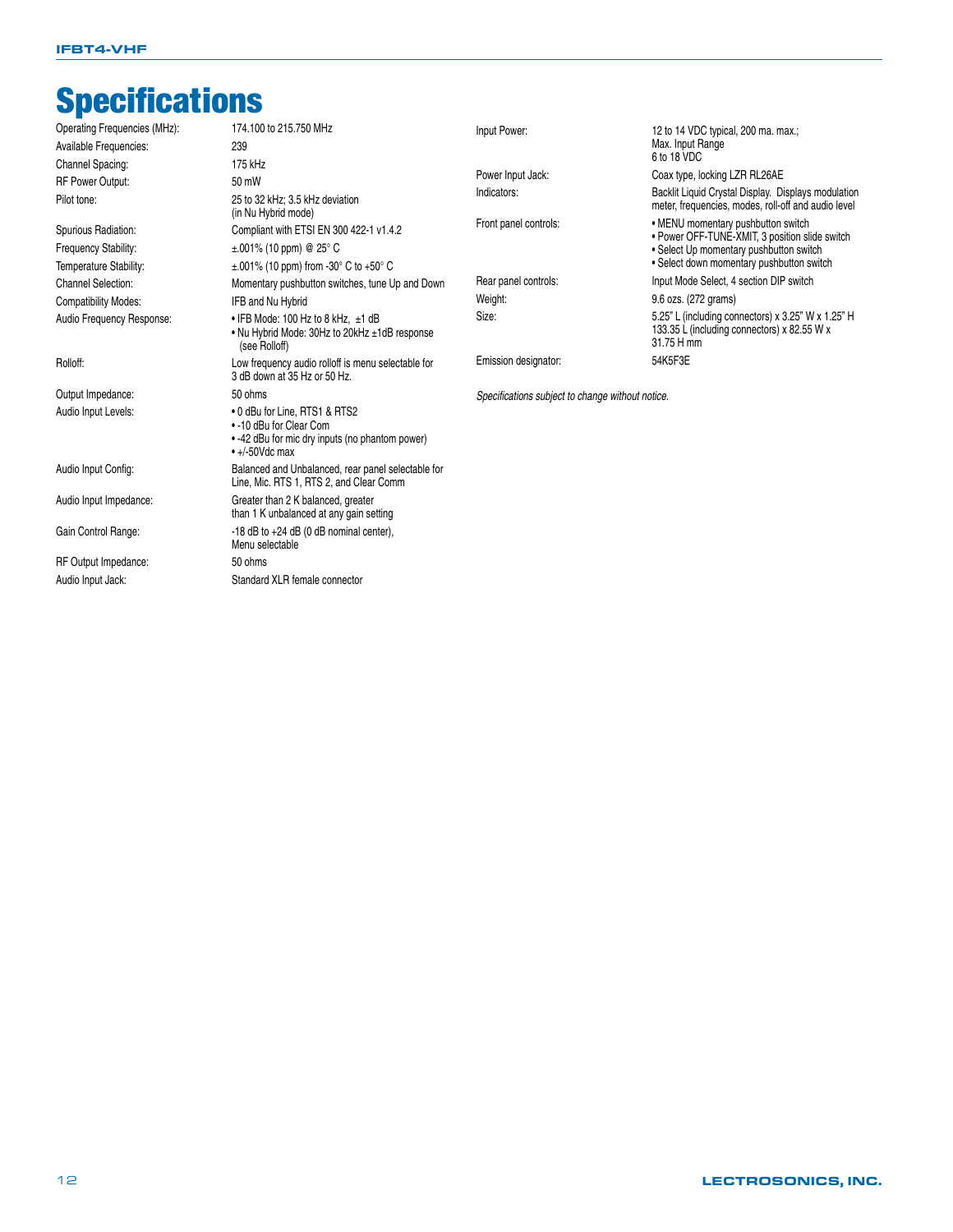# Specifications

| | |
|---|---|
| Operating Frequencies (MHz): | 174.100 to 215.750 MHz |
| Available Frequencies: | 239 |
| Channel Spacing: | 175 kHz |
| RF Power Output: | 50 mW |
| Pilot tone: | 25 to 32 kHz; 3.5 kHz deviation (in Nu Hybrid mode) |
| Spurious Radiation: | Compliant with ETSI EN 300 422-1 v1.4.2 |
| Frequency Stability: | ±.001% (10 ppm) @ 25° C |
| Temperature Stability: | ±.001% (10 ppm) from -30° C to +50° C |
| Channel Selection: | Momentary pushbutton switches, tune Up and Down |
| Compatibility Modes: | IFB and Nu Hybrid |
| Audio Frequency Response: | • IFB Mode: 100 Hz to 8 kHz, ±1 dB<br>• Nu Hybrid Mode: 30Hz to 20kHz ±1dB response (see Rolloff) |
| Rolloff: | Low frequency audio rolloff is menu selectable for 3 dB down at 35 Hz or 50 Hz. |
| Output Impedance: | 50 ohms |
| Audio Input Levels: | • 0 dBu for Line, RTS1 & RTS2<br>• -10 dBu for Clear Com<br>• -42 dBu for mic dry inputs (no phantom power)<br>• +/-50Vdc max |
| Audio Input Config: | Balanced and Unbalanced, rear panel selectable for Line, Mic. RTS 1, RTS 2, and Clear Comm |
| Audio Input Impedance: | Greater than 2 K balanced, greater than 1 K unbalanced at any gain setting |
| Gain Control Range: | -18 dB to +24 dB (0 dB nominal center), Menu selectable |
| RF Output Impedance: | 50 ohms |
| Audio Input Jack: | Standard XLR female connector |
| Input Power: | 12 to 14 VDC typical, 200 ma. max.; Max. Input Range 6 to 18 VDC |
| Power Input Jack: | Coax type, locking LZR RL26AE |
| Indicators: | Backlit Liquid Crystal Display. Displays modulation meter, frequencies, modes, roll-off and audio level |
| Front panel controls: | • MENU momentary pushbutton switch<br>• Power OFF-TUNE-XMIT, 3 position slide switch<br>• Select Up momentary pushbutton switch<br>• Select down momentary pushbutton switch |
| Rear panel controls: | Input Mode Select, 4 section DIP switch |
| Weight: | 9.6 ozs. (272 grams) |
| Size: | 5.25" L (including connectors) x 3.25" W x 1.25" H<br>133.35 L (including connectors) x 82.55 W x 31.75 H mm |
| Emission designator: | 54K5F3E |

*Specifications subject to change without notice.*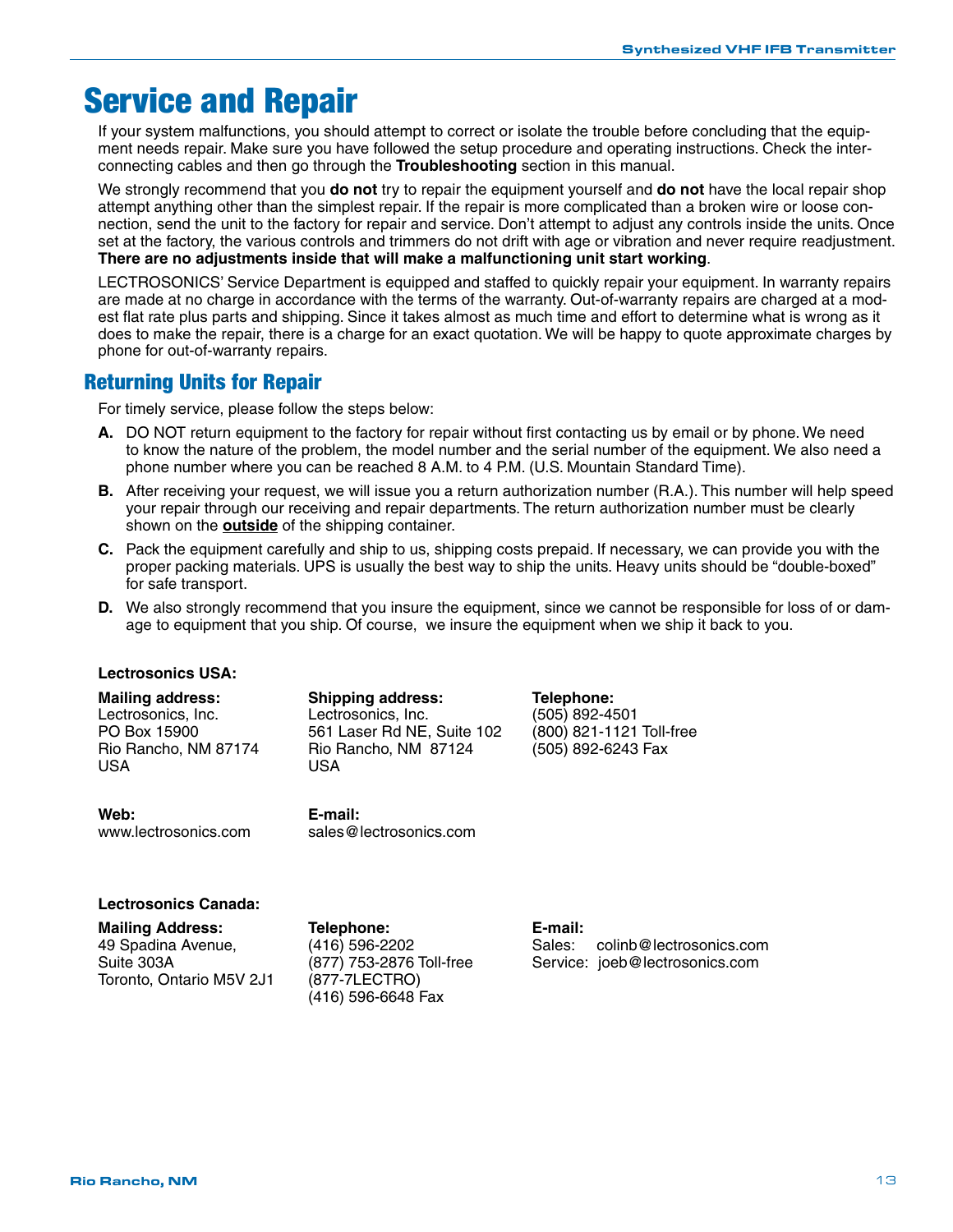# Service and Repair

If your system malfunctions, you should attempt to correct or isolate the trouble before concluding that the equipment needs repair. Make sure you have followed the setup procedure and operating instructions. Check the interconnecting cables and then go through the **Troubleshooting** section in this manual.

We strongly recommend that you **do not** try to repair the equipment yourself and **do not** have the local repair shop attempt anything other than the simplest repair. If the repair is more complicated than a broken wire or loose connection, send the unit to the factory for repair and service. Don't attempt to adjust any controls inside the units. Once set at the factory, the various controls and trimmers do not drift with age or vibration and never require readjustment. **There are no adjustments inside that will make a malfunctioning unit start working**.

LECTROSONICS' Service Department is equipped and staffed to quickly repair your equipment. In warranty repairs are made at no charge in accordance with the terms of the warranty. Out-of-warranty repairs are charged at a modest flat rate plus parts and shipping. Since it takes almost as much time and effort to determine what is wrong as it does to make the repair, there is a charge for an exact quotation. We will be happy to quote approximate charges by phone for out-of-warranty repairs.

## Returning Units for Repair

For timely service, please follow the steps below:

**A.** DO NOT return equipment to the factory for repair without first contacting us by email or by phone. We need to know the nature of the problem, the model number and the serial number of the equipment. We also need a phone number where you can be reached 8 A.M. to 4 P.M. (U.S. Mountain Standard Time).

**B.** After receiving your request, we will issue you a return authorization number (R.A.). This number will help speed your repair through our receiving and repair departments. The return authorization number must be clearly shown on the **outside** of the shipping container.

**C.** Pack the equipment carefully and ship to us, shipping costs prepaid. If necessary, we can provide you with the proper packing materials. UPS is usually the best way to ship the units. Heavy units should be "double-boxed" for safe transport.

**D.** We also strongly recommend that you insure the equipment, since we cannot be responsible for loss of or damage to equipment that you ship. Of course, we insure the equipment when we ship it back to you.

**Lectrosonics USA:**

**Mailing address:**
Lectrosonics, Inc.
PO Box 15900
Rio Rancho, NM 87174
USA

**Shipping address:**
Lectrosonics, Inc.
561 Laser Rd NE, Suite 102
Rio Rancho, NM 87124
USA

**Telephone:**
(505) 892-4501
(800) 821-1121 Toll-free
(505) 892-6243 Fax

**Web:**
www.lectrosonics.com

**E-mail:**
sales@lectrosonics.com

**Lectrosonics Canada:**

**Mailing Address:**
49 Spadina Avenue,
Suite 303A
Toronto, Ontario M5V 2J1

**Telephone:**
(416) 596-2202
(877) 753-2876 Toll-free
(877-7LECTRO)
(416) 596-6648 Fax

**E-mail:**
Sales: colinb@lectrosonics.com
Service: joeb@lectrosonics.com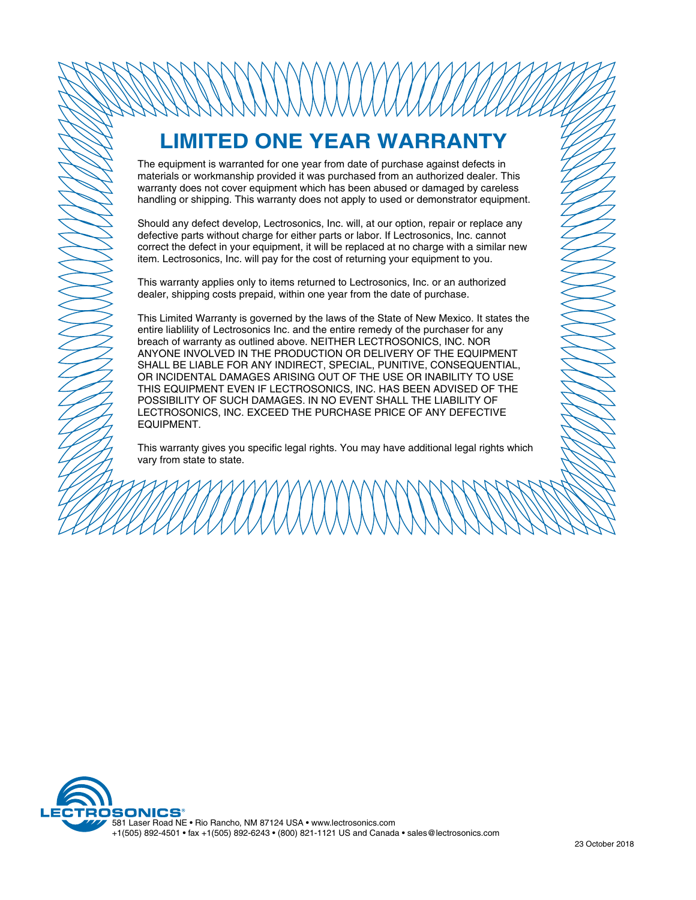# LIMITED ONE YEAR WARRANTY

The equipment is warranted for one year from date of purchase against defects in materials or workmanship provided it was purchased from an authorized dealer. This warranty does not cover equipment which has been abused or damaged by careless handling or shipping. This warranty does not apply to used or demonstrator equipment.

Should any defect develop, Lectrosonics, Inc. will, at our option, repair or replace any defective parts without charge for either parts or labor. If Lectrosonics, Inc. cannot correct the defect in your equipment, it will be replaced at no charge with a similar new item. Lectrosonics, Inc. will pay for the cost of returning your equipment to you.

This warranty applies only to items returned to Lectrosonics, Inc. or an authorized dealer, shipping costs prepaid, within one year from the date of purchase.

This Limited Warranty is governed by the laws of the State of New Mexico. It states the entire liablility of Lectrosonics Inc. and the entire remedy of the purchaser for any breach of warranty as outlined above. NEITHER LECTROSONICS, INC. NOR ANYONE INVOLVED IN THE PRODUCTION OR DELIVERY OF THE EQUIPMENT SHALL BE LIABLE FOR ANY INDIRECT, SPECIAL, PUNITIVE, CONSEQUENTIAL, OR INCIDENTAL DAMAGES ARISING OUT OF THE USE OR INABILITY TO USE THIS EQUIPMENT EVEN IF LECTROSONICS, INC. HAS BEEN ADVISED OF THE POSSIBILITY OF SUCH DAMAGES. IN NO EVENT SHALL THE LIABILITY OF LECTROSONICS, INC. EXCEED THE PURCHASE PRICE OF ANY DEFECTIVE EQUIPMENT.

This warranty gives you specific legal rights. You may have additional legal rights which vary from state to state.

LECTROSONICS®

581 Laser Road NE • Rio Rancho, NM 87124 USA • www.lectrosonics.com
+1(505) 892-4501 • fax +1(505) 892-6243 • (800) 821-1121 US and Canada • sales@lectrosonics.com

23 October 2018